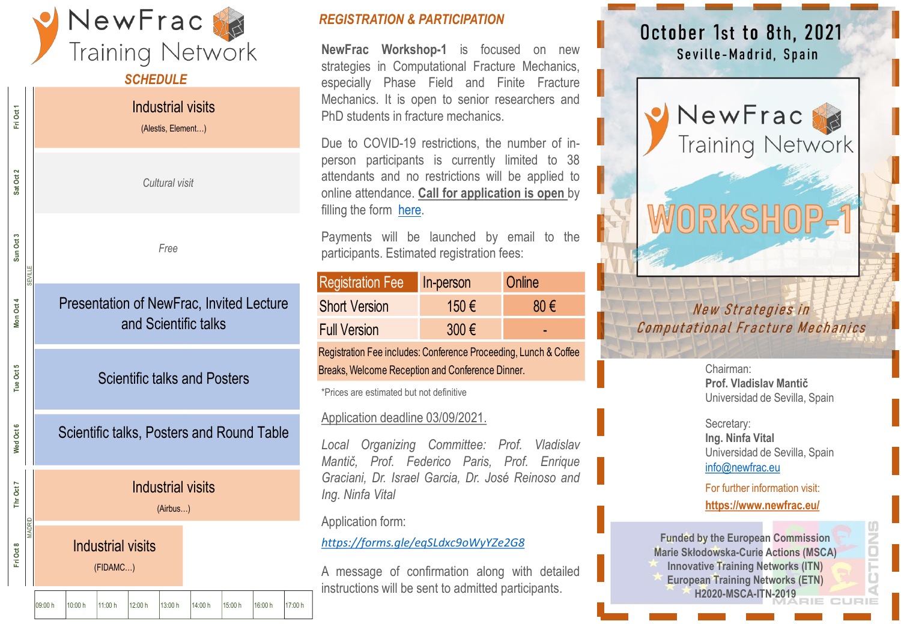# NewFrac Training Network

## SCHEDULE

| Day | Location | Activity |
| --- | --- | --- |
| Fri Oct 1 | SEVILLE | Industrial visits (Alestis, Element...) |
| Sat Oct 2 | SEVILLE | *Cultural visit* |
| Sun Oct 3 | SEVILLE | *Free* |
| Mon Oct 4 | SEVILLE | Presentation of NewFrac, Invited Lecture and Scientific talks |
| Tue Oct 5 | SEVILLE | Scientific talks and Posters |
| Wed Oct 6 | SEVILLE | Scientific talks, Posters and Round Table |
| Thr Oct 7 | MADRID | Industrial visits (Airbus...) |
| Fri Oct 8 | MADRID | Industrial visits (FIDAMC...) |

09:00 h | 10:00 h | 11:00 h | 12:00 h | 13:00 h | 14:00 h | 15:00 h | 16:00 h | 17:00 h

## REGISTRATION & PARTICIPATION

**NewFrac Workshop-1** is focused on new strategies in Computational Fracture Mechanics, especially Phase Field and Finite Fracture Mechanics. It is open to senior researchers and PhD students in fracture mechanics.

Due to COVID-19 restrictions, the number of in-person participants is currently limited to 38 attendants and no restrictions will be applied to online attendance. **Call for application is open** by filling the form here.

Payments will be launched by email to the participants. Estimated registration fees:

| Registration Fee | In-person | Online |
| --- | --- | --- |
| Short Version | 150 € | 80 € |
| Full Version | 300 € | - |
| Registration Fee includes: Conference Proceeding, Lunch & Coffee Breaks, Welcome Reception and Conference Dinner. | | |

*Prices are estimated but not definitive

Application deadline 03/09/2021.

*Local Organizing Committee: Prof. Vladislav Mantič, Prof. Federico Paris, Prof. Enrique Graciani, Dr. Israel Garcia, Dr. José Reinoso and Ing. Ninfa Vital*

Application form:

*https://forms.gle/eqSLdxc9oWyYZe2G8*

A message of confirmation along with detailed instructions will be sent to admitted participants.

## October 1st to 8th, 2021

Seville-Madrid, Spain

# NewFrac Training Network

# WORKSHOP-1

*New Strategies in Computational Fracture Mechanics*

Chairman:
**Prof. Vladislav Mantič**
Universidad de Sevilla, Spain

Secretary:
**Ing. Ninfa Vital**
Universidad de Sevilla, Spain
info@newfrac.eu

For further information visit:
**https://www.newfrac.eu/**

**Funded by the European Commission**
**Marie Skłodowska-Curie Actions (MSCA)**
**Innovative Training Networks (ITN)**
**European Training Networks (ETN)**
**H2020-MSCA-ITN-2019**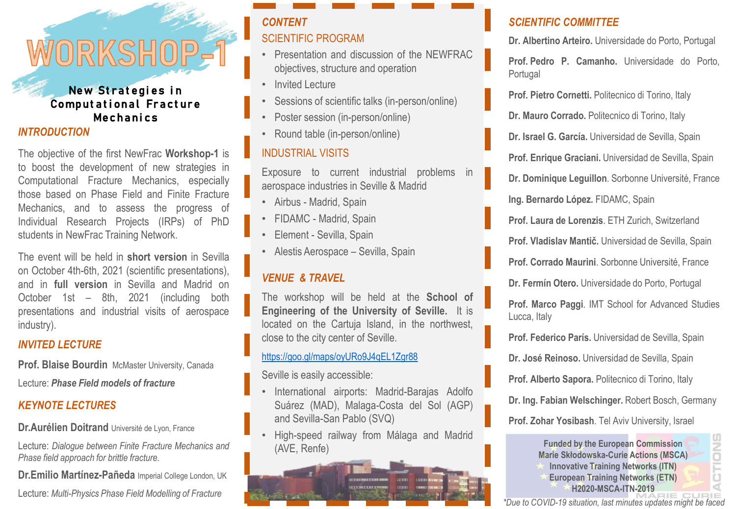# WORKSHOP-1

**New Strategies in Computational Fracture Mechanics**

## INTRODUCTION

The objective of the first NewFrac **Workshop-1** is to boost the development of new strategies in Computational Fracture Mechanics, especially those based on Phase Field and Finite Fracture Mechanics, and to assess the progress of Individual Research Projects (IRPs) of PhD students in NewFrac Training Network.

The event will be held in **short version** in Sevilla on October 4th-6th, 2021 (scientific presentations), and in **full version** in Sevilla and Madrid on October 1st – 8th, 2021 (including both presentations and industrial visits of aerospace industry).

## INVITED LECTURE

**Prof. Blaise Bourdin** McMaster University, Canada

Lecture: ***Phase Field models of fracture***

## KEYNOTE LECTURES

**Dr.Aurélien Doitrand** Université de Lyon, France

Lecture: *Dialogue between Finite Fracture Mechanics and Phase field approach for brittle fracture.*

**Dr.Emilio Martínez-Pañeda** Imperial College London, UK

Lecture: *Multi-Physics Phase Field Modelling of Fracture*

## CONTENT

### SCIENTIFIC PROGRAM

- Presentation and discussion of the NEWFRAC objectives, structure and operation
- Invited Lecture
- Sessions of scientific talks (in-person/online)
- Poster session (in-person/online)
- Round table (in-person/online)

### INDUSTRIAL VISITS

Exposure to current industrial problems in aerospace industries in Seville & Madrid

- Airbus - Madrid, Spain
- FIDAMC - Madrid, Spain
- Element - Sevilla, Spain
- Alestis Aerospace – Sevilla, Spain

## VENUE & TRAVEL

The workshop will be held at the **School of Engineering of the University of Seville.** It is located on the Cartuja Island, in the northwest, close to the city center of Seville.

https://goo.gl/maps/oyURo9J4qEL1Zgr88

Seville is easily accessible:

- International airports: Madrid-Barajas Adolfo Suárez (MAD), Malaga-Costa del Sol (AGP) and Sevilla-San Pablo (SVQ)
- High-speed railway from Málaga and Madrid (AVE, Renfe)

## SCIENTIFIC COMMITTEE

**Dr. Albertino Arteiro.** Universidade do Porto, Portugal

**Prof. Pedro P. Camanho.** Universidade do Porto, Portugal

**Prof. Pietro Cornetti.** Politecnico di Torino, Italy

**Dr. Mauro Corrado.** Politecnico di Torino, Italy

**Dr. Israel G. García.** Universidad de Sevilla, Spain

**Prof. Enrique Graciani.** Universidad de Sevilla, Spain

**Dr. Dominique Leguillon**. Sorbonne Université, France

**Ing. Bernardo López.** FIDAMC, Spain

**Prof. Laura de Lorenzis**. ETH Zurich, Switzerland

**Prof. Vladislav Mantič.** Universidad de Sevilla, Spain

**Prof. Corrado Maurini**. Sorbonne Université, France

**Dr. Fermín Otero.** Universidade do Porto, Portugal

**Prof. Marco Paggi**. IMT School for Advanced Studies Lucca, Italy

**Prof. Federico París.** Universidad de Sevilla, Spain

**Dr. José Reinoso.** Universidad de Sevilla, Spain

**Prof. Alberto Sapora.** Politecnico di Torino, Italy

**Dr. Ing. Fabian Welschinger.** Robert Bosch, Germany

**Prof. Zohar Yosibash**. Tel Aviv University, Israel

**Funded by the European Commission**
**Marie Skłodowska-Curie Actions (MSCA)**
**Innovative Training Networks (ITN)**
**European Training Networks (ETN)**
**H2020-MSCA-ITN-2019**

*\*Due to COVID-19 situation, last minutes updates might be faced*